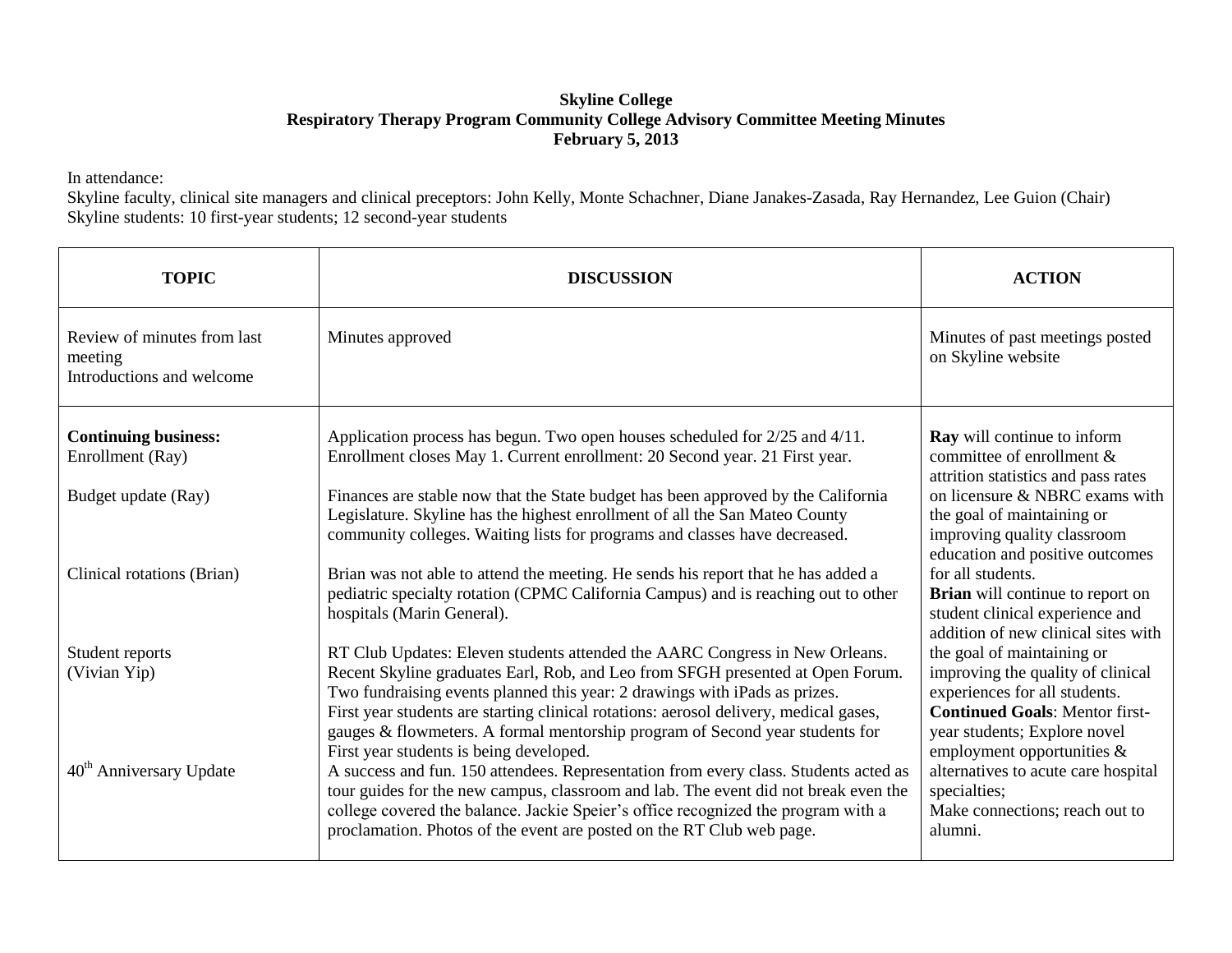**Skyline College**
**Respiratory Therapy Program Community College Advisory Committee Meeting Minutes**
**February 5, 2013**

In attendance:
Skyline faculty, clinical site managers and clinical preceptors: John Kelly, Monte Schachner, Diane Janakes-Zasada, Ray Hernandez, Lee Guion (Chair)
Skyline students: 10 first-year students; 12 second-year students

| TOPIC | DISCUSSION | ACTION |
|---|---|---|
| Review of minutes from last meeting<br>Introductions and welcome | Minutes approved | Minutes of past meetings posted on Skyline website |
| **Continuing business:**<br>Enrollment (Ray)<br><br>Budget update (Ray)<br><br>Clinical rotations (Brian)<br><br>Student reports (Vivian Yip)<br><br>40th Anniversary Update | Application process has begun. Two open houses scheduled for 2/25 and 4/11. Enrollment closes May 1. Current enrollment: 20 Second year. 21 First year.<br><br>Finances are stable now that the State budget has been approved by the California Legislature. Skyline has the highest enrollment of all the San Mateo County community colleges. Waiting lists for programs and classes have decreased.<br><br>Brian was not able to attend the meeting. He sends his report that he has added a pediatric specialty rotation (CPMC California Campus) and is reaching out to other hospitals (Marin General).<br><br>RT Club Updates: Eleven students attended the AARC Congress in New Orleans. Recent Skyline graduates Earl, Rob, and Leo from SFGH presented at Open Forum. Two fundraising events planned this year: 2 drawings with iPads as prizes.<br>First year students are starting clinical rotations: aerosol delivery, medical gases, gauges & flowmeters. A formal mentorship program of Second year students for First year students is being developed.<br>A success and fun. 150 attendees. Representation from every class. Students acted as tour guides for the new campus, classroom and lab. The event did not break even the college covered the balance. Jackie Speier's office recognized the program with a proclamation. Photos of the event are posted on the RT Club web page. | **Ray** will continue to inform committee of enrollment & attrition statistics and pass rates on licensure & NBRC exams with the goal of maintaining or improving quality classroom education and positive outcomes for all students.<br>**Brian** will continue to report on student clinical experience and addition of new clinical sites with the goal of maintaining or improving the quality of clinical experiences for all students.<br>**Continued Goals**: Mentor first-year students; Explore novel employment opportunities & alternatives to acute care hospital specialties;<br>Make connections; reach out to alumni. |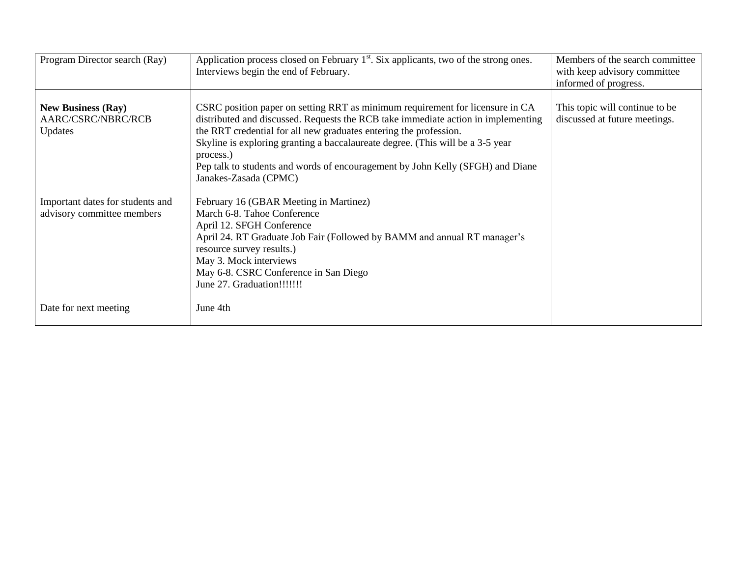| | | |
|---|---|---|
| Program Director search (Ray) | Application process closed on February 1st. Six applicants, two of the strong ones. Interviews begin the end of February. | Members of the search committee with keep advisory committee informed of progress. |
| **New Business (Ray)**<br>AARC/CSRC/NBRC/RCB Updates<br><br><br><br><br><br><br>Important dates for students and advisory committee members<br><br><br><br><br><br><br><br>Date for next meeting | CSRC position paper on setting RRT as minimum requirement for licensure in CA distributed and discussed. Requests the RCB take immediate action in implementing the RRT credential for all new graduates entering the profession.<br>Skyline is exploring granting a baccalaureate degree. (This will be a 3-5 year process.)<br>Pep talk to students and words of encouragement by John Kelly (SFGH) and Diane Janakes-Zasada (CPMC)<br><br>February 16 (GBAR Meeting in Martinez)<br>March 6-8. Tahoe Conference<br>April 12. SFGH Conference<br>April 24. RT Graduate Job Fair (Followed by BAMM and annual RT manager's resource survey results.)<br>May 3. Mock interviews<br>May 6-8. CSRC Conference in San Diego<br>June 27. Graduation!!!!!!!<br><br>June 4th | This topic will continue to be discussed at future meetings. |